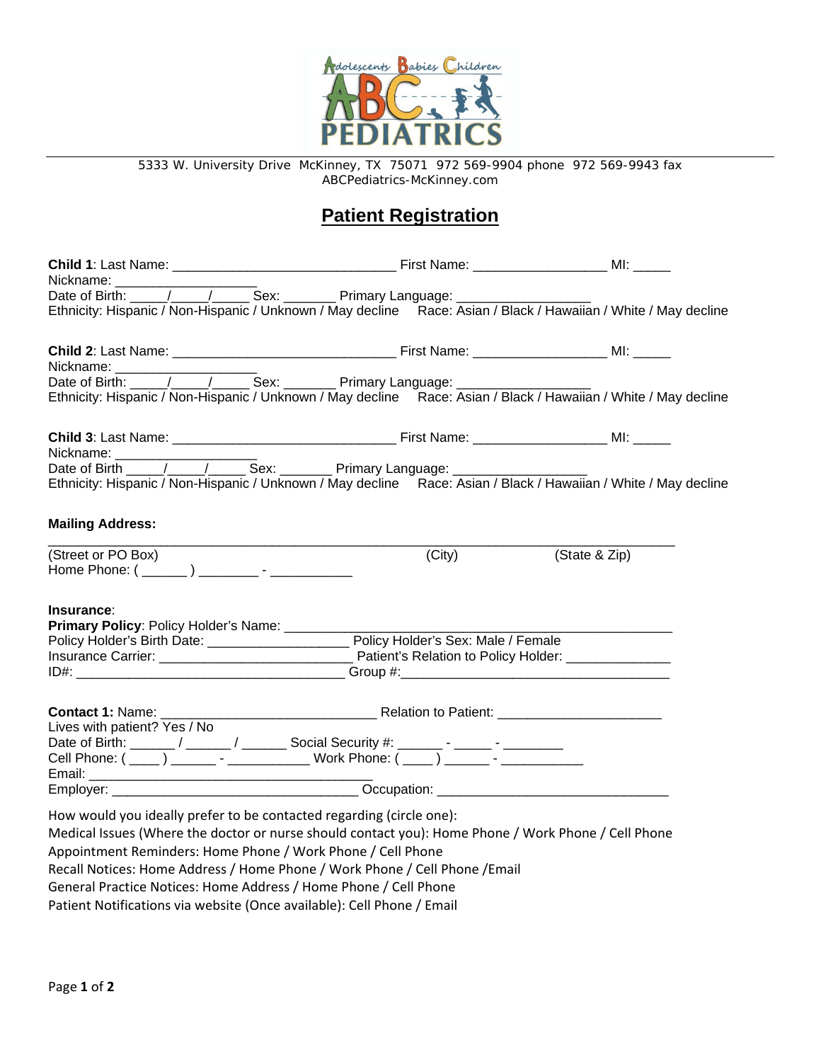Adolescents Babies Children

ABC PEDIATRICS

5333 W. University Drive McKinney, TX 75071 972 569-9904 phone 972 569-9943 fax
ABCPediatrics-McKinney.com

# Patient Registration

**Child 1**: Last Name: ______________________________ First Name: __________________ MI: _____
Nickname: ___________________
Date of Birth: _____/_____/_____ Sex: _______ Primary Language: __________________
Ethnicity: Hispanic / Non-Hispanic / Unknown / May decline Race: Asian / Black / Hawaiian / White / May decline

**Child 2**: Last Name: ______________________________ First Name: __________________ MI: _____
Nickname: ___________________
Date of Birth: _____/_____/_____ Sex: _______ Primary Language: __________________
Ethnicity: Hispanic / Non-Hispanic / Unknown / May decline Race: Asian / Black / Hawaiian / White / May decline

**Child 3**: Last Name: ______________________________ First Name: __________________ MI: _____
Nickname: ___________________
Date of Birth _____/_____/_____ Sex: _______ Primary Language: __________________
Ethnicity: Hispanic / Non-Hispanic / Unknown / May decline Race: Asian / Black / Hawaiian / White / May decline

**Mailing Address:**

_____________________________________________________________________________________
(Street or PO Box) (City) (State & Zip)
Home Phone: ( ______ ) ________ - ___________

**Insurance**:
**Primary Policy**: Policy Holder's Name: _______________________________________________
Policy Holder's Birth Date: ___________________ Policy Holder's Sex: Male / Female
Insurance Carrier: _________________________ Patient's Relation to Policy Holder: ______________
ID#: ____________________________________ Group #:____________________________________

**Contact 1:** Name: _____________________________ Relation to Patient: ______________________
Lives with patient? Yes / No
Date of Birth: ______ / ______ / ______ Social Security #: ______ - _____ - ________
Cell Phone: ( ____ ) ______ - ___________ Work Phone: ( ____ ) ______ - ___________
Email: ________________________________________
Employer: _________________________________ Occupation: _______________________________

How would you ideally prefer to be contacted regarding (circle one):
Medical Issues (Where the doctor or nurse should contact you): Home Phone / Work Phone / Cell Phone
Appointment Reminders: Home Phone / Work Phone / Cell Phone
Recall Notices: Home Address / Home Phone / Work Phone / Cell Phone /Email
General Practice Notices: Home Address / Home Phone / Cell Phone
Patient Notifications via website (Once available): Cell Phone / Email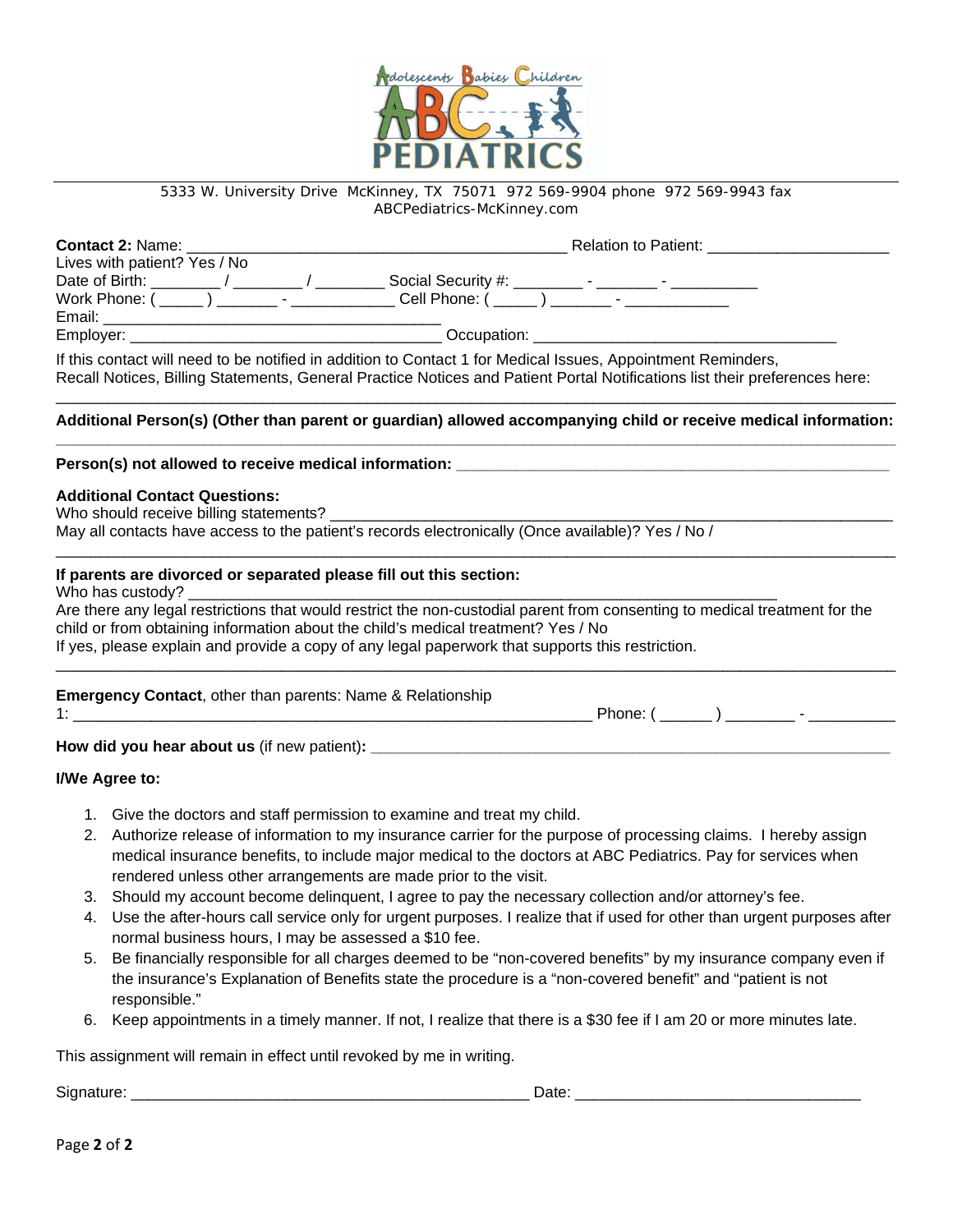Adolescents Babies Children
ABC PEDIATRICS

5333 W. University Drive McKinney, TX 75071 972 569-9904 phone 972 569-9943 fax
ABCPediatrics-McKinney.com

**Contact 2:** Name: ______________________________________________ Relation to Patient: ______________________
Lives with patient? Yes / No
Date of Birth: ________ / ________ / ________ Social Security #: ________ - _______ - __________
Work Phone: ( _____ ) _______ - ____________ Cell Phone: ( _____ ) _______ - ____________
Email: __________________________________________
Employer: ____________________________________ Occupation: __________________________________

If this contact will need to be notified in addition to Contact 1 for Medical Issues, Appointment Reminders, Recall Notices, Billing Statements, General Practice Notices and Patient Portal Notifications list their preferences here:
______________________________________________________________________________________________

**Additional Person(s) (Other than parent or guardian) allowed accompanying child or receive medical information:**
______________________________________________________________________________________________

**Person(s) not allowed to receive medical information:** _____________________________________________________

**Additional Contact Questions:**
Who should receive billing statements? _______________________________________________________________
May all contacts have access to the patient's records electronically (Once available)? Yes / No /
______________________________________________________________________________________________

**If parents are divorced or separated please fill out this section:**
Who has custody? _________________________________________________________________________
Are there any legal restrictions that would restrict the non-custodial parent from consenting to medical treatment for the child or from obtaining information about the child's medical treatment? Yes / No
If yes, please explain and provide a copy of any legal paperwork that supports this restriction.
______________________________________________________________________________________________

**Emergency Contact**, other than parents: Name & Relationship
1: _______________________________________________________________ Phone: ( ______ ) ________ - __________

**How did you hear about us** (if new patient)**:** _______________________________________________________________

**I/We Agree to:**

1. Give the doctors and staff permission to examine and treat my child.
2. Authorize release of information to my insurance carrier for the purpose of processing claims. I hereby assign medical insurance benefits, to include major medical to the doctors at ABC Pediatrics. Pay for services when rendered unless other arrangements are made prior to the visit.
3. Should my account become delinquent, I agree to pay the necessary collection and/or attorney's fee.
4. Use the after-hours call service only for urgent purposes. I realize that if used for other than urgent purposes after normal business hours, I may be assessed a $10 fee.
5. Be financially responsible for all charges deemed to be "non-covered benefits" by my insurance company even if the insurance's Explanation of Benefits state the procedure is a "non-covered benefit" and "patient is not responsible."
6. Keep appointments in a timely manner. If not, I realize that there is a $30 fee if I am 20 or more minutes late.

This assignment will remain in effect until revoked by me in writing.

Signature: ________________________________________________ Date: _________________________________